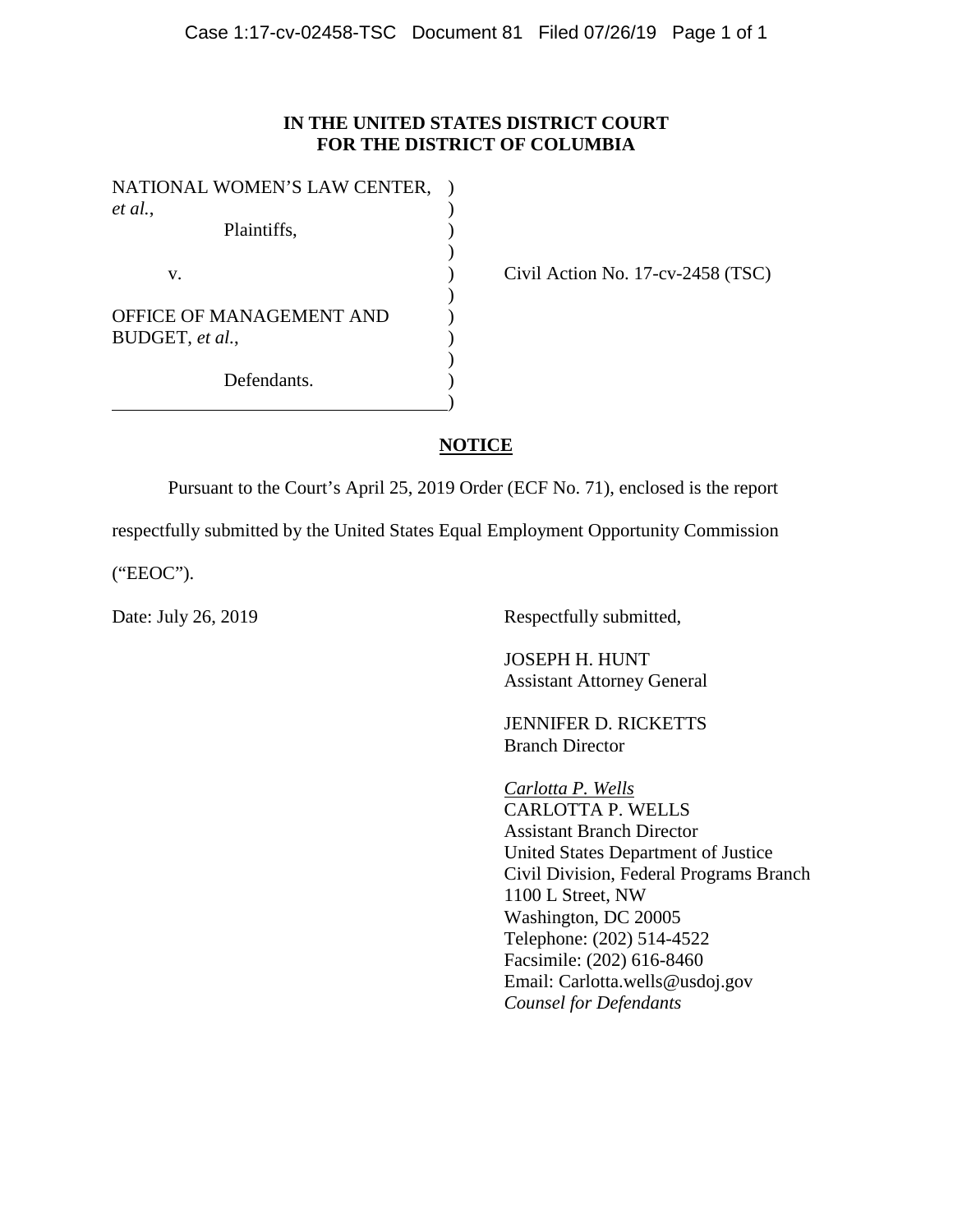**IN THE UNITED STATES DISTRICT COURT**
**FOR THE DISTRICT OF COLUMBIA**

| | | |
|---|---|---|
| NATIONAL WOMEN'S LAW CENTER, *et al.*, | ) | |
| Plaintiffs, | ) | |
| v. | ) | Civil Action No. 17-cv-2458 (TSC) |
| OFFICE OF MANAGEMENT AND BUDGET, *et al.*, | ) | |
| Defendants. | ) | |

**NOTICE**

Pursuant to the Court's April 25, 2019 Order (ECF No. 71), enclosed is the report respectfully submitted by the United States Equal Employment Opportunity Commission ("EEOC").

Date: July 26, 2019

Respectfully submitted,

JOSEPH H. HUNT
Assistant Attorney General

JENNIFER D. RICKETTS
Branch Director

*Carlotta P. Wells*
CARLOTTA P. WELLS
Assistant Branch Director
United States Department of Justice
Civil Division, Federal Programs Branch
1100 L Street, NW
Washington, DC 20005
Telephone: (202) 514-4522
Facsimile: (202) 616-8460
Email: Carlotta.wells@usdoj.gov
*Counsel for Defendants*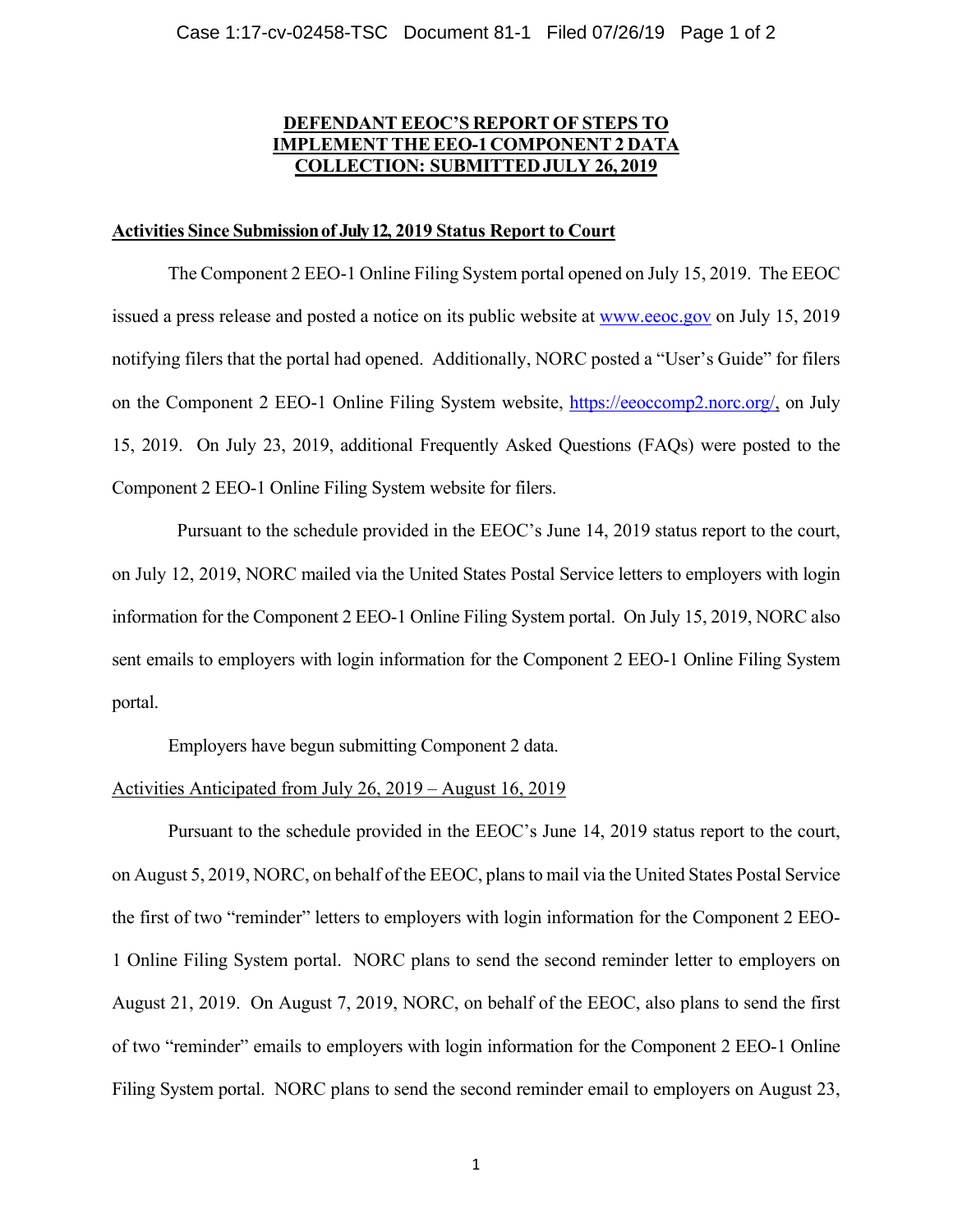**DEFENDANT EEOC'S REPORT OF STEPS TO IMPLEMENT THE EEO-1 COMPONENT 2 DATA COLLECTION: SUBMITTED JULY 26, 2019**

**Activities Since Submission of July 12, 2019 Status Report to Court**

The Component 2 EEO-1 Online Filing System portal opened on July 15, 2019. The EEOC issued a press release and posted a notice on its public website at www.eeoc.gov on July 15, 2019 notifying filers that the portal had opened. Additionally, NORC posted a "User's Guide" for filers on the Component 2 EEO-1 Online Filing System website, https://eeoccomp2.norc.org/, on July 15, 2019. On July 23, 2019, additional Frequently Asked Questions (FAQs) were posted to the Component 2 EEO-1 Online Filing System website for filers.

Pursuant to the schedule provided in the EEOC's June 14, 2019 status report to the court, on July 12, 2019, NORC mailed via the United States Postal Service letters to employers with login information for the Component 2 EEO-1 Online Filing System portal. On July 15, 2019, NORC also sent emails to employers with login information for the Component 2 EEO-1 Online Filing System portal.

Employers have begun submitting Component 2 data.

Activities Anticipated from July 26, 2019 – August 16, 2019

Pursuant to the schedule provided in the EEOC's June 14, 2019 status report to the court, on August 5, 2019, NORC, on behalf of the EEOC, plans to mail via the United States Postal Service the first of two "reminder" letters to employers with login information for the Component 2 EEO-1 Online Filing System portal. NORC plans to send the second reminder letter to employers on August 21, 2019. On August 7, 2019, NORC, on behalf of the EEOC, also plans to send the first of two "reminder" emails to employers with login information for the Component 2 EEO-1 Online Filing System portal. NORC plans to send the second reminder email to employers on August 23,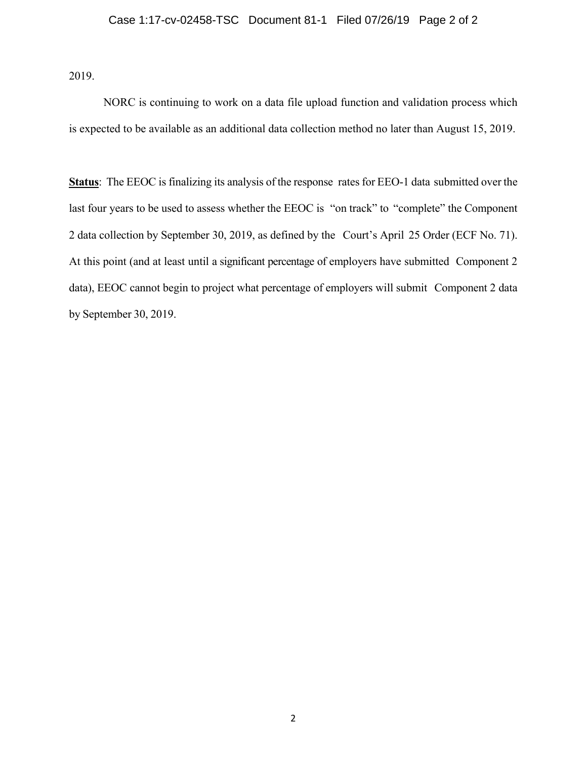2019.

NORC is continuing to work on a data file upload function and validation process which is expected to be available as an additional data collection method no later than August 15, 2019.

**Status**: The EEOC is finalizing its analysis of the response rates for EEO-1 data submitted over the last four years to be used to assess whether the EEOC is "on track" to "complete" the Component 2 data collection by September 30, 2019, as defined by the Court's April 25 Order (ECF No. 71). At this point (and at least until a significant percentage of employers have submitted Component 2 data), EEOC cannot begin to project what percentage of employers will submit Component 2 data by September 30, 2019.